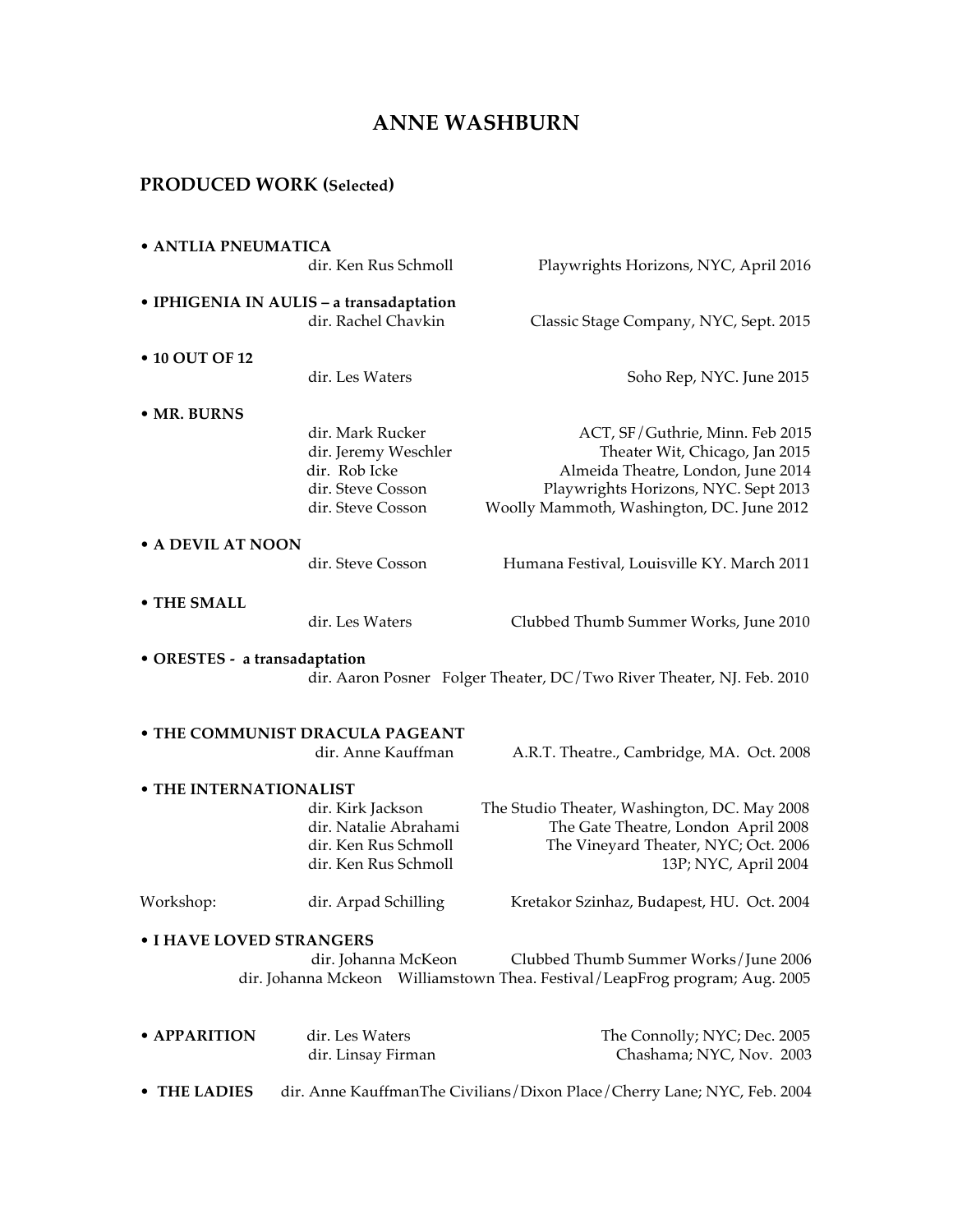# ANNE WASHBURN

## PRODUCED WORK (Selected)

**• ANTLIA PNEUMATICA**

dir. Ken Rus Schmoll — Playwrights Horizons, NYC, April 2016

**• IPHIGENIA IN AULIS – a transadaptation**

dir. Rachel Chavkin — Classic Stage Company, NYC, Sept. 2015

**• 10 OUT OF 12**

dir. Les Waters — Soho Rep, NYC. June 2015

**• MR. BURNS**

dir. Mark Rucker — ACT, SF/Guthrie, Minn. Feb 2015
dir. Jeremy Weschler — Theater Wit, Chicago, Jan 2015
dir. Rob Icke — Almeida Theatre, London, June 2014
dir. Steve Cosson — Playwrights Horizons, NYC. Sept 2013
dir. Steve Cosson — Woolly Mammoth, Washington, DC. June 2012

**• A DEVIL AT NOON**

dir. Steve Cosson — Humana Festival, Louisville KY. March 2011

**• THE SMALL**

dir. Les Waters — Clubbed Thumb Summer Works, June 2010

**• ORESTES - a transadaptation**

dir. Aaron Posner — Folger Theater, DC/Two River Theater, NJ. Feb. 2010

**• THE COMMUNIST DRACULA PAGEANT**

dir. Anne Kauffman — A.R.T. Theatre., Cambridge, MA. Oct. 2008

**• THE INTERNATIONALIST**

dir. Kirk Jackson — The Studio Theater, Washington, DC. May 2008
dir. Natalie Abrahami — The Gate Theatre, London April 2008
dir. Ken Rus Schmoll — The Vineyard Theater, NYC; Oct. 2006
dir. Ken Rus Schmoll — 13P; NYC, April 2004

Workshop: dir. Arpad Schilling — Kretakor Szinhaz, Budapest, HU. Oct. 2004

**• I HAVE LOVED STRANGERS**

dir. Johanna McKeon — Clubbed Thumb Summer Works/June 2006
dir. Johanna Mckeon — Williamstown Thea. Festival/LeapFrog program; Aug. 2005

**• APPARITION**

dir. Les Waters — The Connolly; NYC; Dec. 2005
dir. Linsay Firman — Chashama; NYC, Nov. 2003

**• THE LADIES**

dir. Anne Kauffman — The Civilians/Dixon Place/Cherry Lane; NYC, Feb. 2004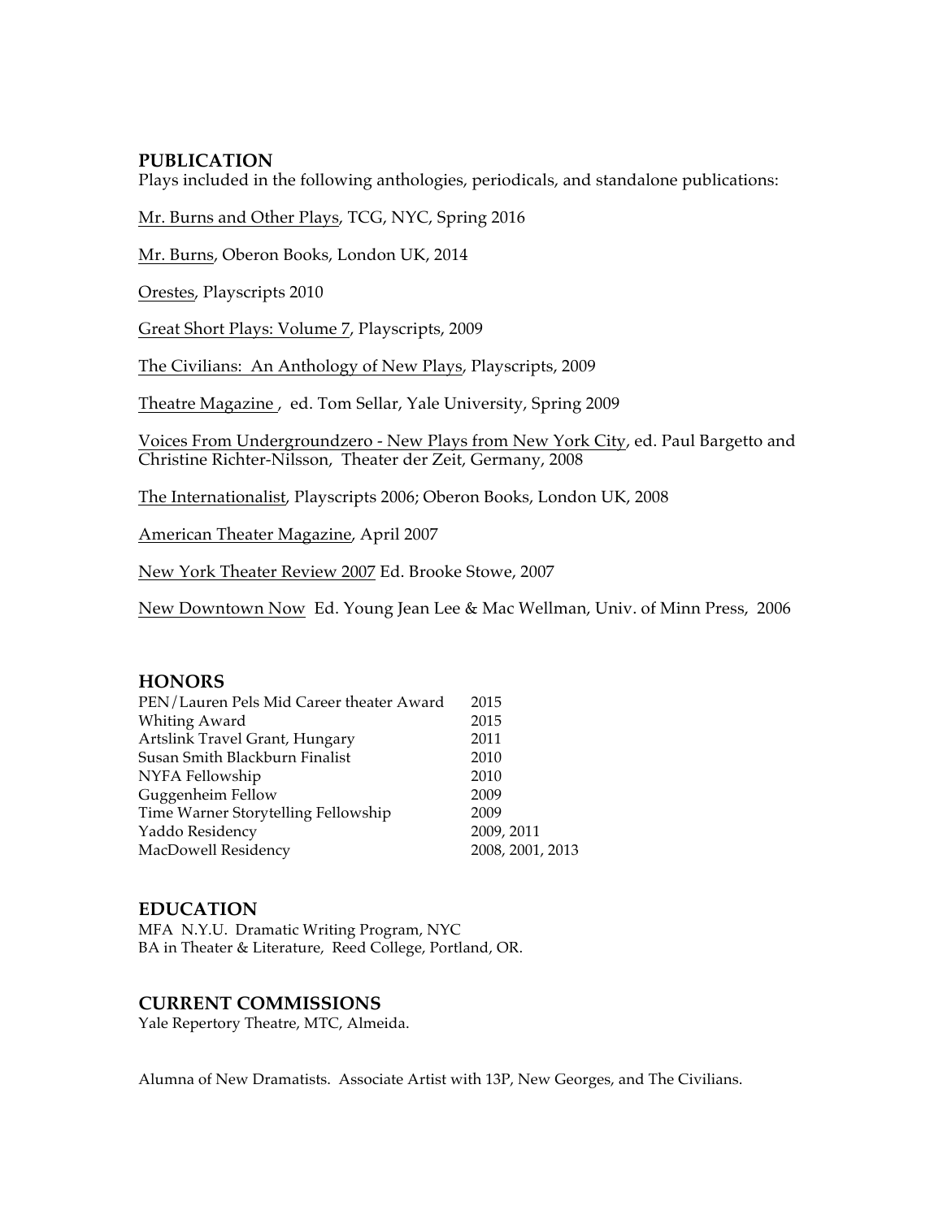## PUBLICATION

Plays included in the following anthologies, periodicals, and standalone publications:

Mr. Burns and Other Plays, TCG, NYC, Spring 2016

Mr. Burns, Oberon Books, London UK, 2014

Orestes, Playscripts 2010

Great Short Plays: Volume 7, Playscripts, 2009

The Civilians: An Anthology of New Plays, Playscripts, 2009

Theatre Magazine , ed. Tom Sellar, Yale University, Spring 2009

Voices From Undergroundzero - New Plays from New York City, ed. Paul Bargetto and Christine Richter-Nilsson, Theater der Zeit, Germany, 2008

The Internationalist, Playscripts 2006; Oberon Books, London UK, 2008

American Theater Magazine, April 2007

New York Theater Review 2007 Ed. Brooke Stowe, 2007

New Downtown Now Ed. Young Jean Lee & Mac Wellman, Univ. of Minn Press, 2006

## HONORS

| | |
|---|---|
| PEN/Lauren Pels Mid Career theater Award | 2015 |
| Whiting Award | 2015 |
| Artslink Travel Grant, Hungary | 2011 |
| Susan Smith Blackburn Finalist | 2010 |
| NYFA Fellowship | 2010 |
| Guggenheim Fellow | 2009 |
| Time Warner Storytelling Fellowship | 2009 |
| Yaddo Residency | 2009, 2011 |
| MacDowell Residency | 2008, 2001, 2013 |

## EDUCATION

MFA N.Y.U. Dramatic Writing Program, NYC
BA in Theater & Literature, Reed College, Portland, OR.

## CURRENT COMMISSIONS

Yale Repertory Theatre, MTC, Almeida.

Alumna of New Dramatists. Associate Artist with 13P, New Georges, and The Civilians.